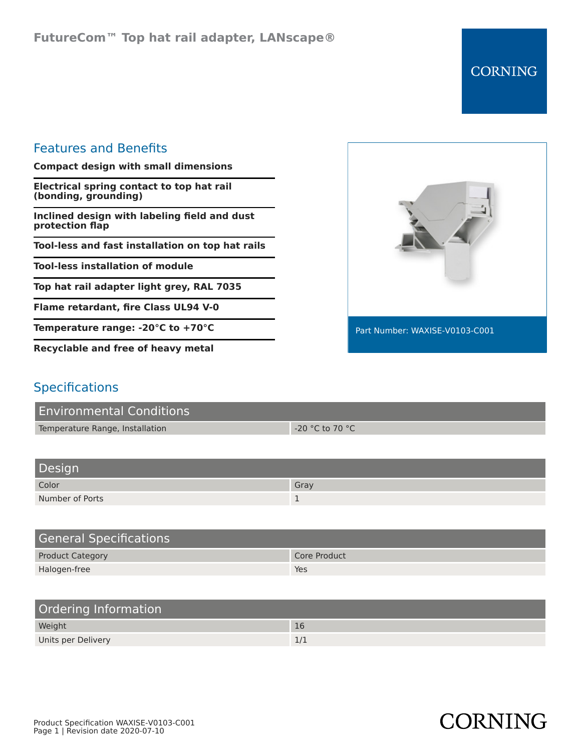# FutureCom™ Top hat rail adapter, LANscape®

CORNING

## Features and Benefits

**Compact design with small dimensions**

**Electrical spring contact to top hat rail (bonding, grounding)**

**Inclined design with labeling field and dust protection flap**

**Tool-less and fast installation on top hat rails**

**Tool-less installation of module**

**Top hat rail adapter light grey, RAL 7035**

**Flame retardant, fire Class UL94 V-0**

**Temperature range: -20°C to +70°C**

**Recyclable and free of heavy metal**

Part Number: WAXISE-V0103-C001

## Specifications

| Environmental Conditions | |
|---|---|
| Temperature Range, Installation | -20 °C to 70 °C |

| Design | |
|---|---|
| Color | Gray |
| Number of Ports | 1 |

| General Specifications | |
|---|---|
| Product Category | Core Product |
| Halogen-free | Yes |

| Ordering Information | |
|---|---|
| Weight | 16 |
| Units per Delivery | 1/1 |

Product Specification WAXISE-V0103-C001
Page 1 | Revision date 2020-07-10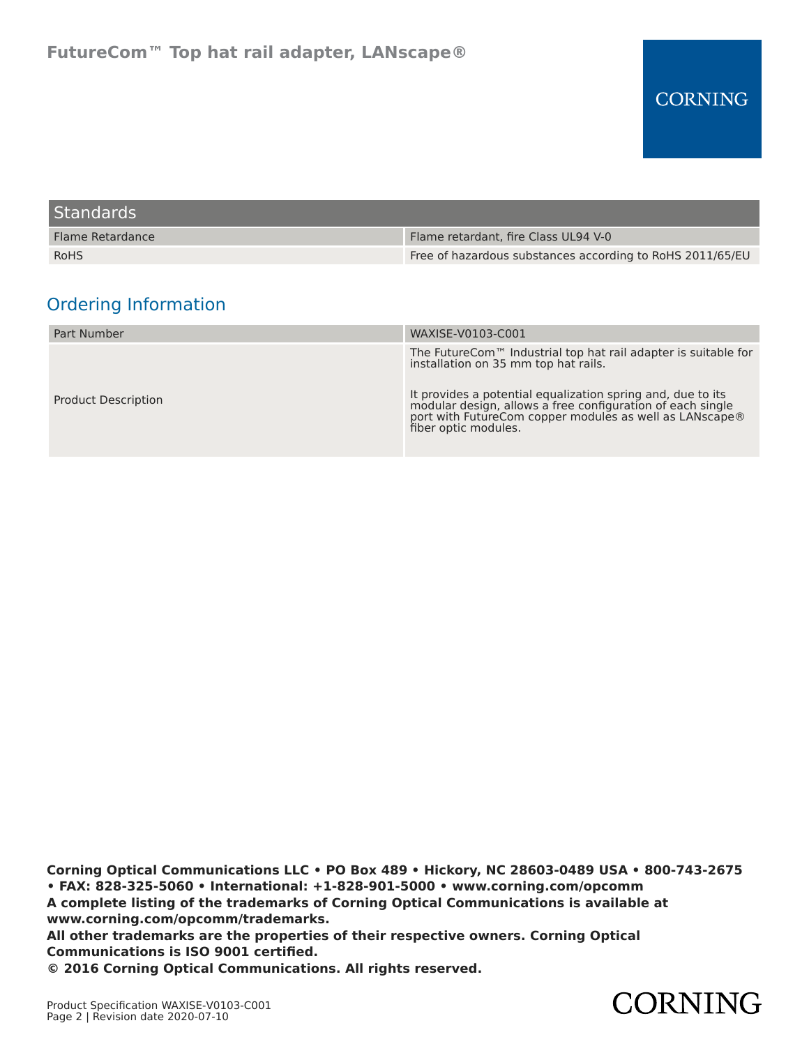## Standards

| Standards | |
|---|---|
| Flame Retardance | Flame retardant, fire Class UL94 V-0 |
| RoHS | Free of hazardous substances according to RoHS 2011/65/EU |

## Ordering Information

| | |
|---|---|
| Part Number | WAXISE-V0103-C001 |
| Product Description | The FutureCom™ Industrial top hat rail adapter is suitable for installation on 35 mm top hat rails.<br><br>It provides a potential equalization spring and, due to its modular design, allows a free configuration of each single port with FutureCom copper modules as well as LANscape® fiber optic modules. |

**Corning Optical Communications LLC • PO Box 489 • Hickory, NC 28603-0489 USA • 800-743-2675 • FAX: 828-325-5060 • International: +1-828-901-5000 • www.corning.com/opcomm**
**A complete listing of the trademarks of Corning Optical Communications is available at www.corning.com/opcomm/trademarks.**
**All other trademarks are the properties of their respective owners. Corning Optical Communications is ISO 9001 certified.**
**© 2016 Corning Optical Communications. All rights reserved.**

Product Specification WAXISE-V0103-C001
Revision date 2020-07-10